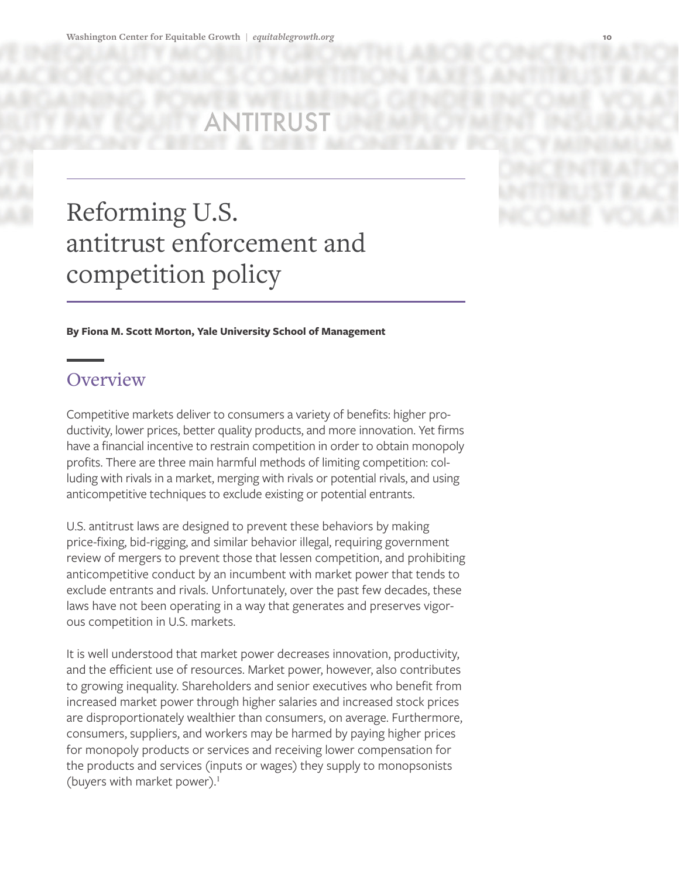ANTITRUST

# Reforming U.S. antitrust enforcement and competition policy

**By Fiona M. Scott Morton, Yale University School of Management**

## Overview

Competitive markets deliver to consumers a variety of benefits: higher productivity, lower prices, better quality products, and more innovation. Yet firms have a financial incentive to restrain competition in order to obtain monopoly profits. There are three main harmful methods of limiting competition: colluding with rivals in a market, merging with rivals or potential rivals, and using anticompetitive techniques to exclude existing or potential entrants.

U.S. antitrust laws are designed to prevent these behaviors by making price-fixing, bid-rigging, and similar behavior illegal, requiring government review of mergers to prevent those that lessen competition, and prohibiting anticompetitive conduct by an incumbent with market power that tends to exclude entrants and rivals. Unfortunately, over the past few decades, these laws have not been operating in a way that generates and preserves vigorous competition in U.S. markets.

It is well understood that market power decreases innovation, productivity, and the efficient use of resources. Market power, however, also contributes to growing inequality. Shareholders and senior executives who benefit from increased market power through higher salaries and increased stock prices are disproportionately wealthier than consumers, on average. Furthermore, consumers, suppliers, and workers may be harmed by paying higher prices for monopoly products or services and receiving lower compensation for the products and services (inputs or wages) they supply to monopsonists (buyers with market power).[1]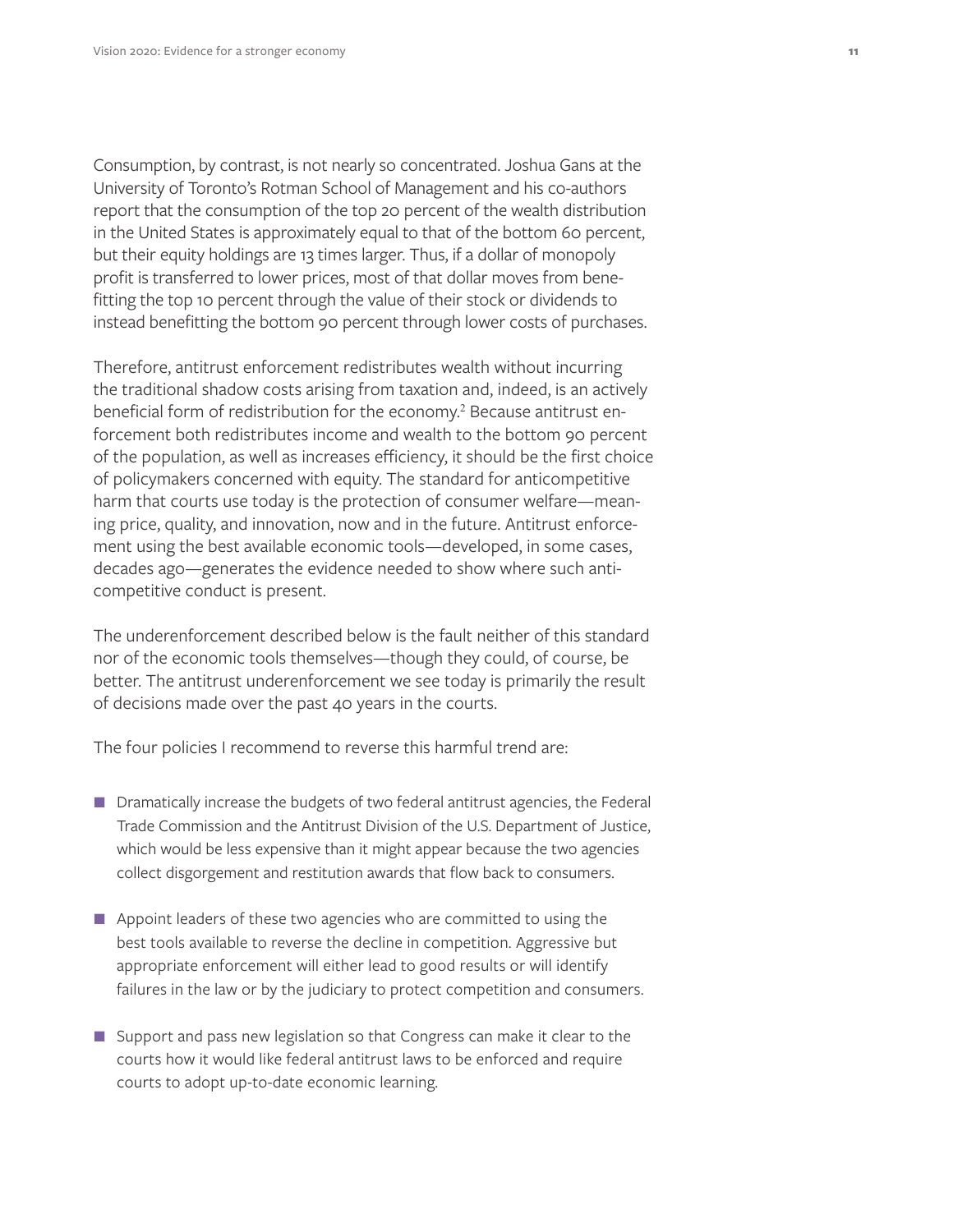Consumption, by contrast, is not nearly so concentrated. Joshua Gans at the University of Toronto's Rotman School of Management and his co-authors report that the consumption of the top 20 percent of the wealth distribution in the United States is approximately equal to that of the bottom 60 percent, but their equity holdings are 13 times larger. Thus, if a dollar of monopoly profit is transferred to lower prices, most of that dollar moves from benefitting the top 10 percent through the value of their stock or dividends to instead benefitting the bottom 90 percent through lower costs of purchases.

Therefore, antitrust enforcement redistributes wealth without incurring the traditional shadow costs arising from taxation and, indeed, is an actively beneficial form of redistribution for the economy.[2] Because antitrust enforcement both redistributes income and wealth to the bottom 90 percent of the population, as well as increases efficiency, it should be the first choice of policymakers concerned with equity. The standard for anticompetitive harm that courts use today is the protection of consumer welfare—meaning price, quality, and innovation, now and in the future. Antitrust enforcement using the best available economic tools—developed, in some cases, decades ago—generates the evidence needed to show where such anticompetitive conduct is present.

The underenforcement described below is the fault neither of this standard nor of the economic tools themselves—though they could, of course, be better. The antitrust underenforcement we see today is primarily the result of decisions made over the past 40 years in the courts.

The four policies I recommend to reverse this harmful trend are:

- Dramatically increase the budgets of two federal antitrust agencies, the Federal Trade Commission and the Antitrust Division of the U.S. Department of Justice, which would be less expensive than it might appear because the two agencies collect disgorgement and restitution awards that flow back to consumers.
- Appoint leaders of these two agencies who are committed to using the best tools available to reverse the decline in competition. Aggressive but appropriate enforcement will either lead to good results or will identify failures in the law or by the judiciary to protect competition and consumers.
- Support and pass new legislation so that Congress can make it clear to the courts how it would like federal antitrust laws to be enforced and require courts to adopt up-to-date economic learning.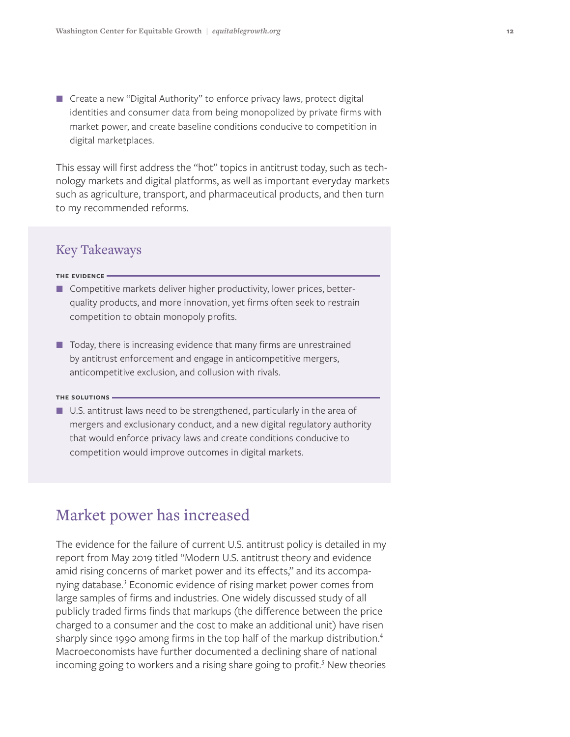- Create a new "Digital Authority" to enforce privacy laws, protect digital identities and consumer data from being monopolized by private firms with market power, and create baseline conditions conducive to competition in digital marketplaces.

This essay will first address the "hot" topics in antitrust today, such as technology markets and digital platforms, as well as important everyday markets such as agriculture, transport, and pharmaceutical products, and then turn to my recommended reforms.

## Key Takeaways

**THE EVIDENCE**

- Competitive markets deliver higher productivity, lower prices, better-quality products, and more innovation, yet firms often seek to restrain competition to obtain monopoly profits.
- Today, there is increasing evidence that many firms are unrestrained by antitrust enforcement and engage in anticompetitive mergers, anticompetitive exclusion, and collusion with rivals.

**THE SOLUTIONS**

- U.S. antitrust laws need to be strengthened, particularly in the area of mergers and exclusionary conduct, and a new digital regulatory authority that would enforce privacy laws and create conditions conducive to competition would improve outcomes in digital markets.

## Market power has increased

The evidence for the failure of current U.S. antitrust policy is detailed in my report from May 2019 titled "Modern U.S. antitrust theory and evidence amid rising concerns of market power and its effects," and its accompanying database.[3] Economic evidence of rising market power comes from large samples of firms and industries. One widely discussed study of all publicly traded firms finds that markups (the difference between the price charged to a consumer and the cost to make an additional unit) have risen sharply since 1990 among firms in the top half of the markup distribution.[4] Macroeconomists have further documented a declining share of national incoming going to workers and a rising share going to profit.[5] New theories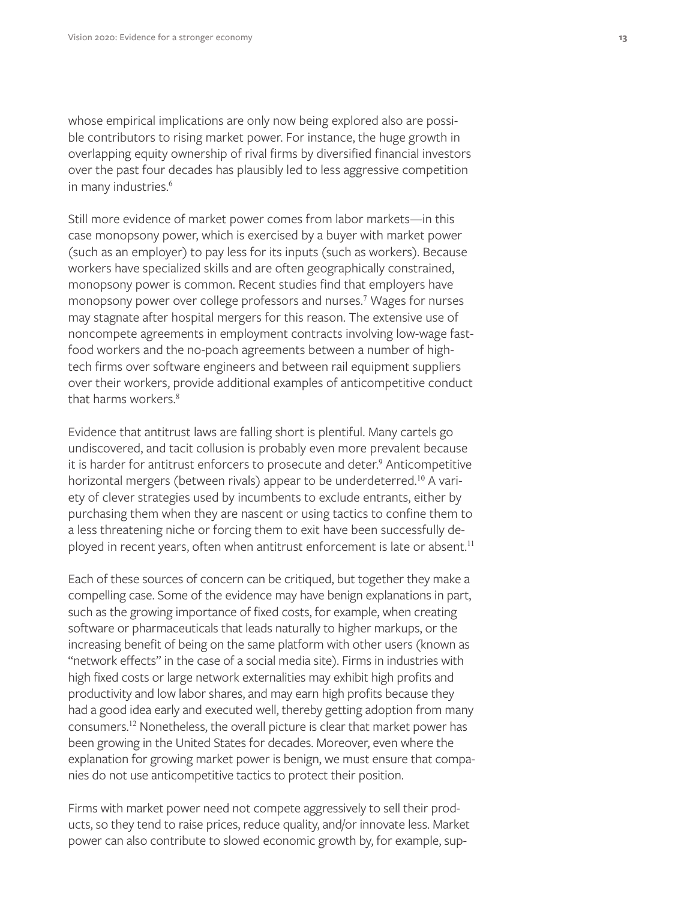whose empirical implications are only now being explored also are possible contributors to rising market power. For instance, the huge growth in overlapping equity ownership of rival firms by diversified financial investors over the past four decades has plausibly led to less aggressive competition in many industries.[6]

Still more evidence of market power comes from labor markets—in this case monopsony power, which is exercised by a buyer with market power (such as an employer) to pay less for its inputs (such as workers). Because workers have specialized skills and are often geographically constrained, monopsony power is common. Recent studies find that employers have monopsony power over college professors and nurses.[7] Wages for nurses may stagnate after hospital mergers for this reason. The extensive use of noncompete agreements in employment contracts involving low-wage fast-food workers and the no-poach agreements between a number of high-tech firms over software engineers and between rail equipment suppliers over their workers, provide additional examples of anticompetitive conduct that harms workers.[8]

Evidence that antitrust laws are falling short is plentiful. Many cartels go undiscovered, and tacit collusion is probably even more prevalent because it is harder for antitrust enforcers to prosecute and deter.[9] Anticompetitive horizontal mergers (between rivals) appear to be underdeterred.[10] A variety of clever strategies used by incumbents to exclude entrants, either by purchasing them when they are nascent or using tactics to confine them to a less threatening niche or forcing them to exit have been successfully deployed in recent years, often when antitrust enforcement is late or absent.[11]

Each of these sources of concern can be critiqued, but together they make a compelling case. Some of the evidence may have benign explanations in part, such as the growing importance of fixed costs, for example, when creating software or pharmaceuticals that leads naturally to higher markups, or the increasing benefit of being on the same platform with other users (known as "network effects" in the case of a social media site). Firms in industries with high fixed costs or large network externalities may exhibit high profits and productivity and low labor shares, and may earn high profits because they had a good idea early and executed well, thereby getting adoption from many consumers.[12] Nonetheless, the overall picture is clear that market power has been growing in the United States for decades. Moreover, even where the explanation for growing market power is benign, we must ensure that companies do not use anticompetitive tactics to protect their position.

Firms with market power need not compete aggressively to sell their products, so they tend to raise prices, reduce quality, and/or innovate less. Market power can also contribute to slowed economic growth by, for example, sup-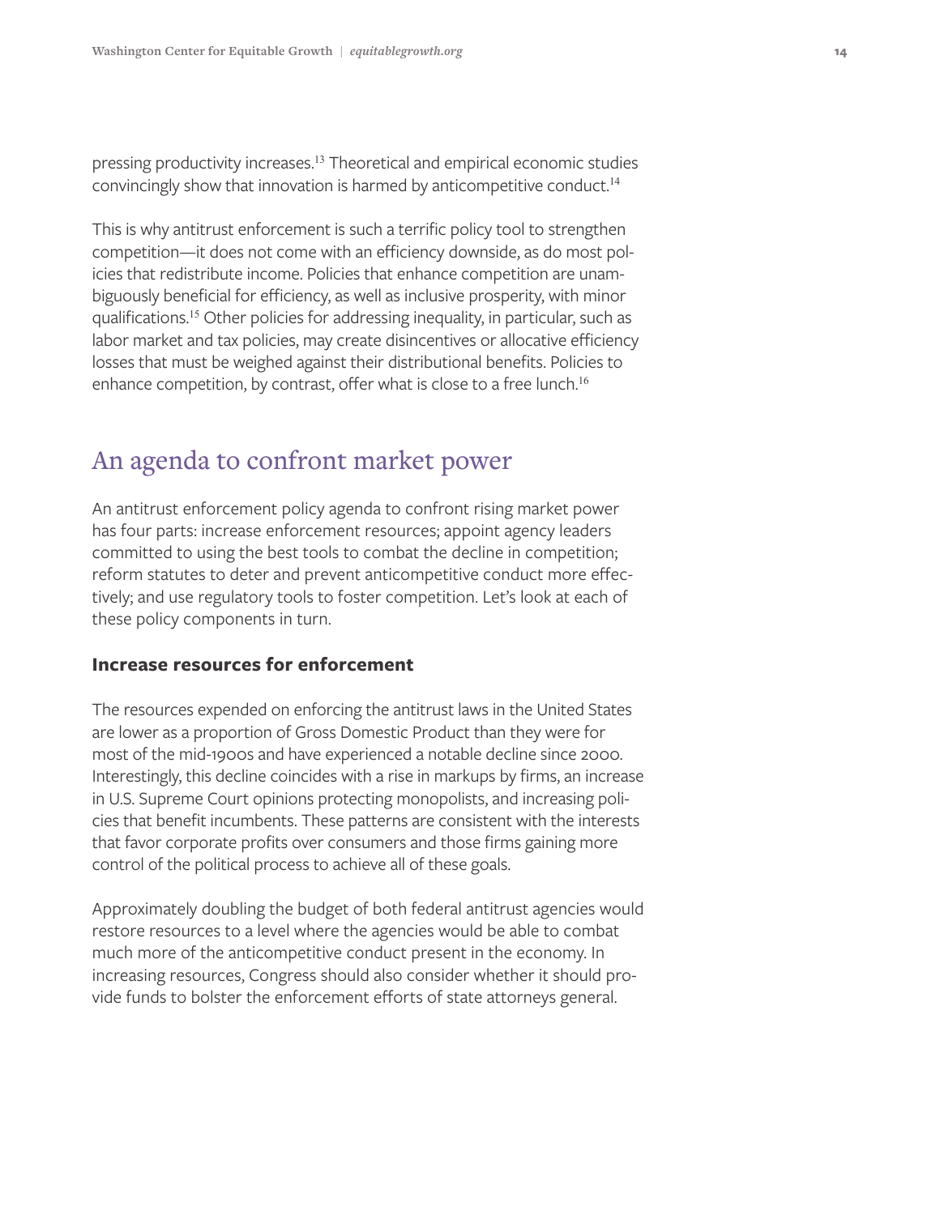pressing productivity increases.[13] Theoretical and empirical economic studies convincingly show that innovation is harmed by anticompetitive conduct.[14]

This is why antitrust enforcement is such a terrific policy tool to strengthen competition—it does not come with an efficiency downside, as do most policies that redistribute income. Policies that enhance competition are unambiguously beneficial for efficiency, as well as inclusive prosperity, with minor qualifications.[15] Other policies for addressing inequality, in particular, such as labor market and tax policies, may create disincentives or allocative efficiency losses that must be weighed against their distributional benefits. Policies to enhance competition, by contrast, offer what is close to a free lunch.[16]

## An agenda to confront market power

An antitrust enforcement policy agenda to confront rising market power has four parts: increase enforcement resources; appoint agency leaders committed to using the best tools to combat the decline in competition; reform statutes to deter and prevent anticompetitive conduct more effectively; and use regulatory tools to foster competition. Let's look at each of these policy components in turn.

### Increase resources for enforcement

The resources expended on enforcing the antitrust laws in the United States are lower as a proportion of Gross Domestic Product than they were for most of the mid-1900s and have experienced a notable decline since 2000. Interestingly, this decline coincides with a rise in markups by firms, an increase in U.S. Supreme Court opinions protecting monopolists, and increasing policies that benefit incumbents. These patterns are consistent with the interests that favor corporate profits over consumers and those firms gaining more control of the political process to achieve all of these goals.

Approximately doubling the budget of both federal antitrust agencies would restore resources to a level where the agencies would be able to combat much more of the anticompetitive conduct present in the economy. In increasing resources, Congress should also consider whether it should provide funds to bolster the enforcement efforts of state attorneys general.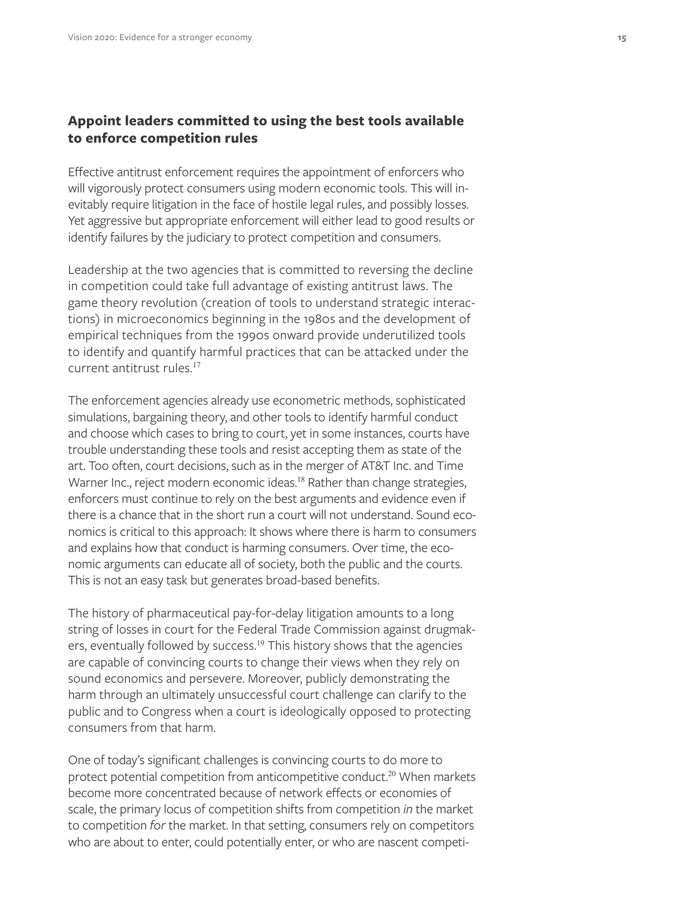## Appoint leaders committed to using the best tools available to enforce competition rules

Effective antitrust enforcement requires the appointment of enforcers who will vigorously protect consumers using modern economic tools. This will inevitably require litigation in the face of hostile legal rules, and possibly losses. Yet aggressive but appropriate enforcement will either lead to good results or identify failures by the judiciary to protect competition and consumers.

Leadership at the two agencies that is committed to reversing the decline in competition could take full advantage of existing antitrust laws. The game theory revolution (creation of tools to understand strategic interactions) in microeconomics beginning in the 1980s and the development of empirical techniques from the 1990s onward provide underutilized tools to identify and quantify harmful practices that can be attacked under the current antitrust rules.[17]

The enforcement agencies already use econometric methods, sophisticated simulations, bargaining theory, and other tools to identify harmful conduct and choose which cases to bring to court, yet in some instances, courts have trouble understanding these tools and resist accepting them as state of the art. Too often, court decisions, such as in the merger of AT&T Inc. and Time Warner Inc., reject modern economic ideas.[18] Rather than change strategies, enforcers must continue to rely on the best arguments and evidence even if there is a chance that in the short run a court will not understand. Sound economics is critical to this approach: It shows where there is harm to consumers and explains how that conduct is harming consumers. Over time, the economic arguments can educate all of society, both the public and the courts. This is not an easy task but generates broad-based benefits.

The history of pharmaceutical pay-for-delay litigation amounts to a long string of losses in court for the Federal Trade Commission against drugmakers, eventually followed by success.[19] This history shows that the agencies are capable of convincing courts to change their views when they rely on sound economics and persevere. Moreover, publicly demonstrating the harm through an ultimately unsuccessful court challenge can clarify to the public and to Congress when a court is ideologically opposed to protecting consumers from that harm.

One of today's significant challenges is convincing courts to do more to protect potential competition from anticompetitive conduct.[20] When markets become more concentrated because of network effects or economies of scale, the primary locus of competition shifts from competition *in* the market to competition *for* the market. In that setting, consumers rely on competitors who are about to enter, could potentially enter, or who are nascent competi-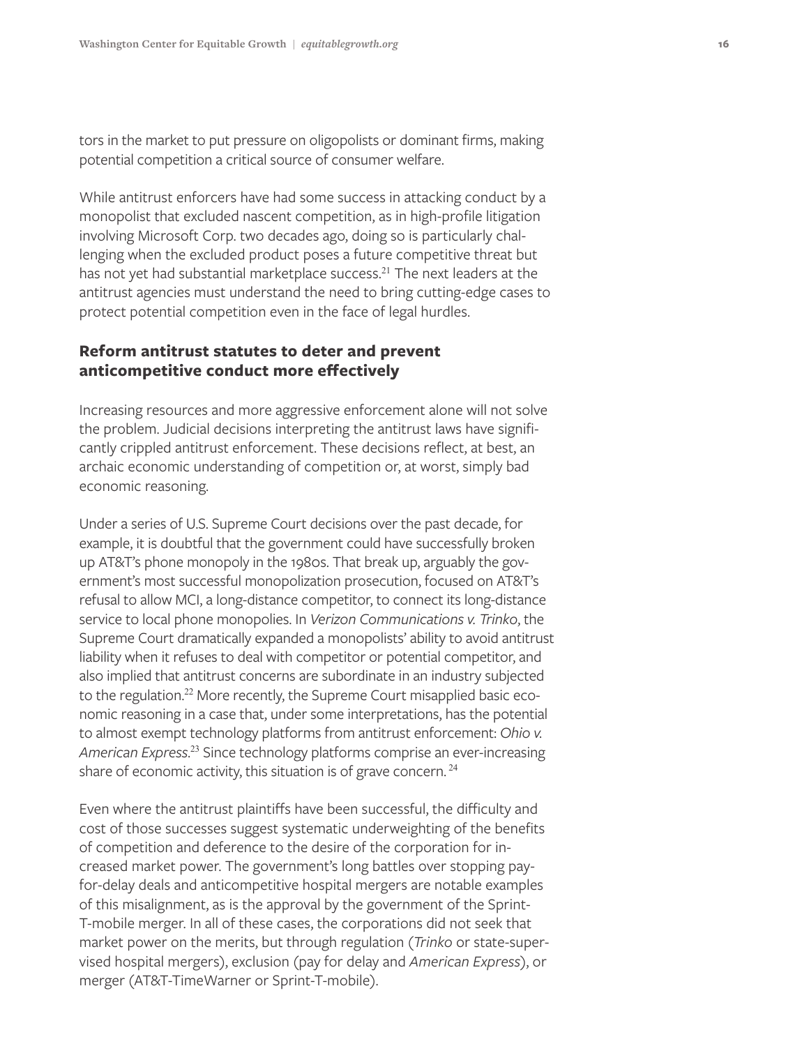tors in the market to put pressure on oligopolists or dominant firms, making potential competition a critical source of consumer welfare.

While antitrust enforcers have had some success in attacking conduct by a monopolist that excluded nascent competition, as in high-profile litigation involving Microsoft Corp. two decades ago, doing so is particularly challenging when the excluded product poses a future competitive threat but has not yet had substantial marketplace success.[21] The next leaders at the antitrust agencies must understand the need to bring cutting-edge cases to protect potential competition even in the face of legal hurdles.

### Reform antitrust statutes to deter and prevent anticompetitive conduct more effectively

Increasing resources and more aggressive enforcement alone will not solve the problem. Judicial decisions interpreting the antitrust laws have significantly crippled antitrust enforcement. These decisions reflect, at best, an archaic economic understanding of competition or, at worst, simply bad economic reasoning.

Under a series of U.S. Supreme Court decisions over the past decade, for example, it is doubtful that the government could have successfully broken up AT&T's phone monopoly in the 1980s. That break up, arguably the government's most successful monopolization prosecution, focused on AT&T's refusal to allow MCI, a long-distance competitor, to connect its long-distance service to local phone monopolies. In *Verizon Communications v. Trinko*, the Supreme Court dramatically expanded a monopolists' ability to avoid antitrust liability when it refuses to deal with competitor or potential competitor, and also implied that antitrust concerns are subordinate in an industry subjected to the regulation.[22] More recently, the Supreme Court misapplied basic economic reasoning in a case that, under some interpretations, has the potential to almost exempt technology platforms from antitrust enforcement: *Ohio v. American Express*.[23] Since technology platforms comprise an ever-increasing share of economic activity, this situation is of grave concern.[24]

Even where the antitrust plaintiffs have been successful, the difficulty and cost of those successes suggest systematic underweighting of the benefits of competition and deference to the desire of the corporation for increased market power. The government's long battles over stopping pay-for-delay deals and anticompetitive hospital mergers are notable examples of this misalignment, as is the approval by the government of the Sprint-T-mobile merger. In all of these cases, the corporations did not seek that market power on the merits, but through regulation (*Trinko* or state-supervised hospital mergers), exclusion (pay for delay and *American Express*), or merger (AT&T-TimeWarner or Sprint-T-mobile).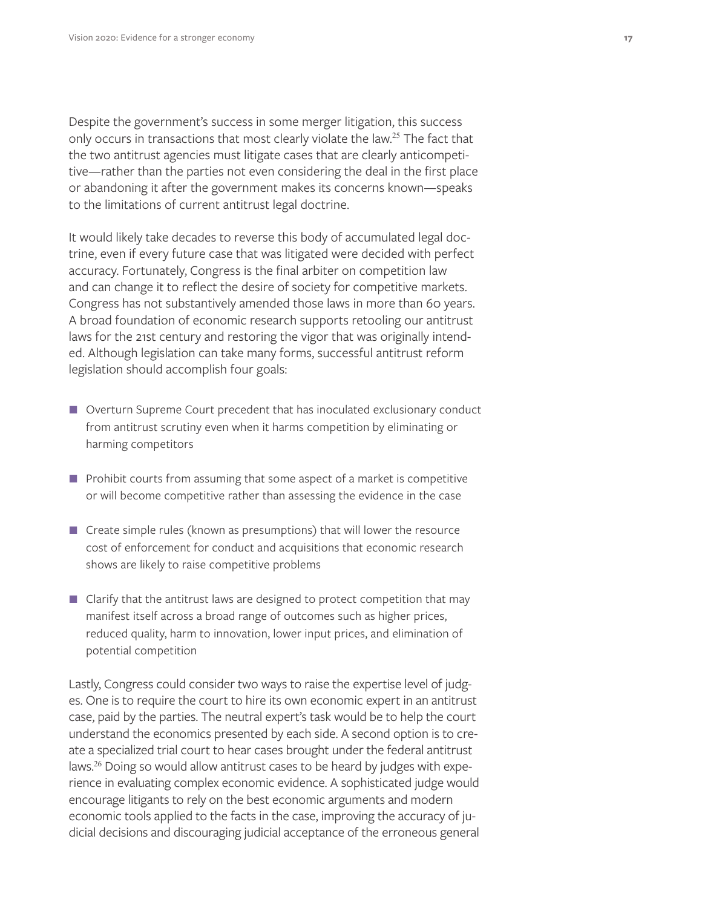Despite the government's success in some merger litigation, this success only occurs in transactions that most clearly violate the law.[25] The fact that the two antitrust agencies must litigate cases that are clearly anticompetitive—rather than the parties not even considering the deal in the first place or abandoning it after the government makes its concerns known—speaks to the limitations of current antitrust legal doctrine.

It would likely take decades to reverse this body of accumulated legal doctrine, even if every future case that was litigated were decided with perfect accuracy. Fortunately, Congress is the final arbiter on competition law and can change it to reflect the desire of society for competitive markets. Congress has not substantively amended those laws in more than 60 years. A broad foundation of economic research supports retooling our antitrust laws for the 21st century and restoring the vigor that was originally intended. Although legislation can take many forms, successful antitrust reform legislation should accomplish four goals:

- Overturn Supreme Court precedent that has inoculated exclusionary conduct from antitrust scrutiny even when it harms competition by eliminating or harming competitors
- Prohibit courts from assuming that some aspect of a market is competitive or will become competitive rather than assessing the evidence in the case
- Create simple rules (known as presumptions) that will lower the resource cost of enforcement for conduct and acquisitions that economic research shows are likely to raise competitive problems
- Clarify that the antitrust laws are designed to protect competition that may manifest itself across a broad range of outcomes such as higher prices, reduced quality, harm to innovation, lower input prices, and elimination of potential competition

Lastly, Congress could consider two ways to raise the expertise level of judges. One is to require the court to hire its own economic expert in an antitrust case, paid by the parties. The neutral expert's task would be to help the court understand the economics presented by each side. A second option is to create a specialized trial court to hear cases brought under the federal antitrust laws.[26] Doing so would allow antitrust cases to be heard by judges with experience in evaluating complex economic evidence. A sophisticated judge would encourage litigants to rely on the best economic arguments and modern economic tools applied to the facts in the case, improving the accuracy of judicial decisions and discouraging judicial acceptance of the erroneous general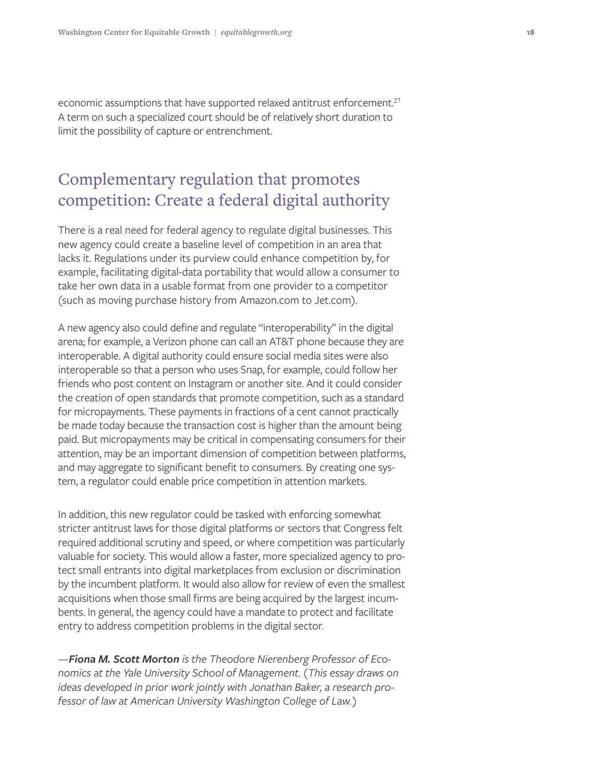economic assumptions that have supported relaxed antitrust enforcement.[27] A term on such a specialized court should be of relatively short duration to limit the possibility of capture or entrenchment.

## Complementary regulation that promotes competition: Create a federal digital authority

There is a real need for federal agency to regulate digital businesses. This new agency could create a baseline level of competition in an area that lacks it. Regulations under its purview could enhance competition by, for example, facilitating digital-data portability that would allow a consumer to take her own data in a usable format from one provider to a competitor (such as moving purchase history from Amazon.com to Jet.com).

A new agency also could define and regulate "interoperability" in the digital arena; for example, a Verizon phone can call an AT&T phone because they are interoperable. A digital authority could ensure social media sites were also interoperable so that a person who uses Snap, for example, could follow her friends who post content on Instagram or another site. And it could consider the creation of open standards that promote competition, such as a standard for micropayments. These payments in fractions of a cent cannot practically be made today because the transaction cost is higher than the amount being paid. But micropayments may be critical in compensating consumers for their attention, may be an important dimension of competition between platforms, and may aggregate to significant benefit to consumers. By creating one system, a regulator could enable price competition in attention markets.

In addition, this new regulator could be tasked with enforcing somewhat stricter antitrust laws for those digital platforms or sectors that Congress felt required additional scrutiny and speed, or where competition was particularly valuable for society. This would allow a faster, more specialized agency to protect small entrants into digital marketplaces from exclusion or discrimination by the incumbent platform. It would also allow for review of even the smallest acquisitions when those small firms are being acquired by the largest incumbents. In general, the agency could have a mandate to protect and facilitate entry to address competition problems in the digital sector.

*—**Fiona M. Scott Morton** is the Theodore Nierenberg Professor of Economics at the Yale University School of Management. (This essay draws on ideas developed in prior work jointly with Jonathan Baker, a research professor of law at American University Washington College of Law.)*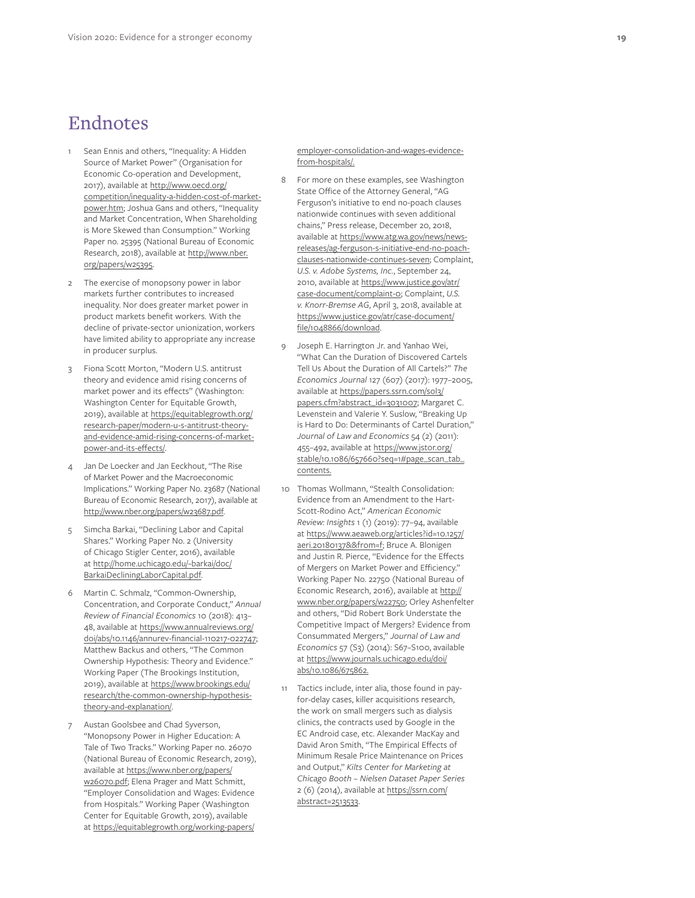# Endnotes

1. Sean Ennis and others, "Inequality: A Hidden Source of Market Power" (Organisation for Economic Co-operation and Development, 2017), available at http://www.oecd.org/competition/inequality-a-hidden-cost-of-market-power.htm; Joshua Gans and others, "Inequality and Market Concentration, When Shareholding is More Skewed than Consumption." Working Paper no. 25395 (National Bureau of Economic Research, 2018), available at http://www.nber.org/papers/w25395.

2. The exercise of monopsony power in labor markets further contributes to increased inequality. Nor does greater market power in product markets benefit workers. With the decline of private-sector unionization, workers have limited ability to appropriate any increase in producer surplus.

3. Fiona Scott Morton, "Modern U.S. antitrust theory and evidence amid rising concerns of market power and its effects" (Washington: Washington Center for Equitable Growth, 2019), available at https://equitablegrowth.org/research-paper/modern-u-s-antitrust-theory-and-evidence-amid-rising-concerns-of-market-power-and-its-effects/.

4. Jan De Loecker and Jan Eeckhout, "The Rise of Market Power and the Macroeconomic Implications." Working Paper No. 23687 (National Bureau of Economic Research, 2017), available at http://www.nber.org/papers/w23687.pdf.

5. Simcha Barkai, "Declining Labor and Capital Shares." Working Paper No. 2 (University of Chicago Stigler Center, 2016), available at http://home.uchicago.edu/~barkai/doc/BarkaiDecliningLaborCapital.pdf.

6. Martin C. Schmalz, "Common-Ownership, Concentration, and Corporate Conduct," *Annual Review of Financial Economics* 10 (2018): 413–48, available at https://www.annualreviews.org/doi/abs/10.1146/annurev-financial-110217-022747; Matthew Backus and others, "The Common Ownership Hypothesis: Theory and Evidence." Working Paper (The Brookings Institution, 2019), available at https://www.brookings.edu/research/the-common-ownership-hypothesis-theory-and-explanation/.

7. Austan Goolsbee and Chad Syverson, "Monopsony Power in Higher Education: A Tale of Two Tracks." Working Paper no. 26070 (National Bureau of Economic Research, 2019), available at https://www.nber.org/papers/w26070.pdf; Elena Prager and Matt Schmitt, "Employer Consolidation and Wages: Evidence from Hospitals." Working Paper (Washington Center for Equitable Growth, 2019), available at https://equitablegrowth.org/working-papers/employer-consolidation-and-wages-evidence-from-hospitals/.

8. For more on these examples, see Washington State Office of the Attorney General, "AG Ferguson's initiative to end no-poach clauses nationwide continues with seven additional chains," Press release, December 20, 2018, available at https://www.atg.wa.gov/news/news-releases/ag-ferguson-s-initiative-end-no-poach-clauses-nationwide-continues-seven; Complaint, *U.S. v. Adobe Systems, Inc.*, September 24, 2010, available at https://www.justice.gov/atr/case-document/complaint-0; Complaint, *U.S. v. Knorr-Bremse AG*, April 3, 2018, available at https://www.justice.gov/atr/case-document/file/1048866/download.

9. Joseph E. Harrington Jr. and Yanhao Wei, "What Can the Duration of Discovered Cartels Tell Us About the Duration of All Cartels?" *The Economics Journal* 127 (607) (2017): 1977–2005, available at https://papers.ssrn.com/sol3/papers.cfm?abstract_id=3031007; Margaret C. Levenstein and Valerie Y. Suslow, "Breaking Up is Hard to Do: Determinants of Cartel Duration," *Journal of Law and Economics* 54 (2) (2011): 455–492, available at https://www.jstor.org/stable/10.1086/657660?seq=1#page_scan_tab_contents.

10. Thomas Wollmann, "Stealth Consolidation: Evidence from an Amendment to the Hart-Scott-Rodino Act," *American Economic Review: Insights* 1 (1) (2019): 77–94, available at https://www.aeaweb.org/articles?id=10.1257/aeri.20180137&&from=f; Bruce A. Blonigen and Justin R. Pierce, "Evidence for the Effects of Mergers on Market Power and Efficiency." Working Paper No. 22750 (National Bureau of Economic Research, 2016), available at http://www.nber.org/papers/w22750; Orley Ashenfelter and others, "Did Robert Bork Understate the Competitive Impact of Mergers? Evidence from Consummated Mergers," *Journal of Law and Economics* 57 (S3) (2014): S67–S100, available at https://www.journals.uchicago.edu/doi/abs/10.1086/675862.

11. Tactics include, inter alia, those found in pay-for-delay cases, killer acquisitions research, the work on small mergers such as dialysis clinics, the contracts used by Google in the EC Android case, etc. Alexander MacKay and David Aron Smith, "The Empirical Effects of Minimum Resale Price Maintenance on Prices and Output," *Kilts Center for Marketing at Chicago Booth – Nielsen Dataset Paper Series* 2 (6) (2014), available at https://ssrn.com/abstract=2513533.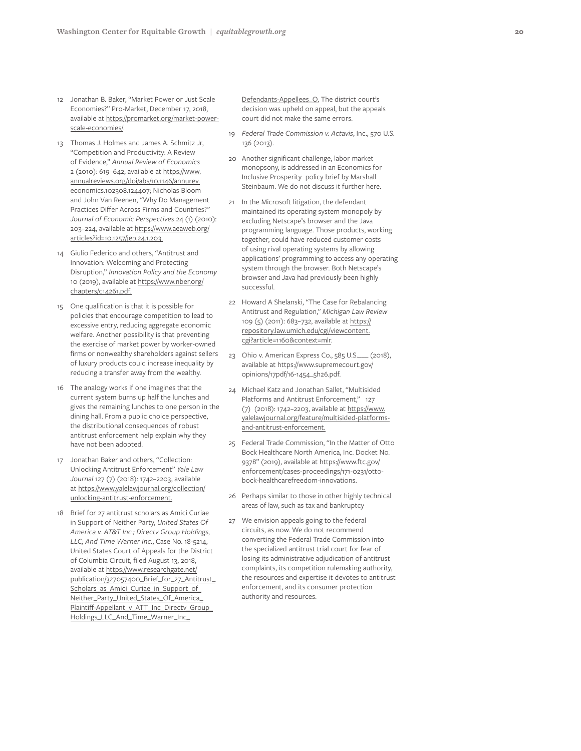12 Jonathan B. Baker, "Market Power or Just Scale Economies?" Pro-Market, December 17, 2018, available at https://promarket.org/market-power-scale-economies/.

13 Thomas J. Holmes and James A. Schmitz Jr, "Competition and Productivity: A Review of Evidence," *Annual Review of Economics* 2 (2010): 619–642, available at https://www.annualreviews.org/doi/abs/10.1146/annurev.economics.102308.124407; Nicholas Bloom and John Van Reenen, "Why Do Management Practices Differ Across Firms and Countries?" *Journal of Economic Perspectives* 24 (1) (2010): 203–224, available at https://www.aeaweb.org/articles?id=10.1257/jep.24.1.203.

14 Giulio Federico and others, "Antitrust and Innovation: Welcoming and Protecting Disruption," *Innovation Policy and the Economy* 10 (2019), available at https://www.nber.org/chapters/c14261.pdf.

15 One qualification is that it is possible for policies that encourage competition to lead to excessive entry, reducing aggregate economic welfare. Another possibility is that preventing the exercise of market power by worker-owned firms or nonwealthy shareholders against sellers of luxury products could increase inequality by reducing a transfer away from the wealthy.

16 The analogy works if one imagines that the current system burns up half the lunches and gives the remaining lunches to one person in the dining hall. From a public choice perspective, the distributional consequences of robust antitrust enforcement help explain why they have not been adopted.

17 Jonathan Baker and others, "Collection: Unlocking Antitrust Enforcement" *Yale Law Journal* 127 (7) (2018): 1742–2203, available at https://www.yalelawjournal.org/collection/unlocking-antitrust-enforcement.

18 Brief for 27 antitrust scholars as Amici Curiae in Support of Neither Party, *United States Of America v. AT&T Inc.; Directv Group Holdings, LLC; And Time Warner Inc.*, Case No. 18-5214, United States Court of Appeals for the District of Columbia Circuit, filed August 13, 2018, available at https://www.researchgate.net/publication/327057400_Brief_for_27_Antitrust_Scholars_as_Amici_Curiae_in_Support_of_Neither_Party_United_States_Of_America_Plaintiff-Appellant_v_ATT_Inc_Directv_Group_Holdings_LLC_And_Time_Warner_Inc_Defendants-Appellees_O. The district court's decision was upheld on appeal, but the appeals court did not make the same errors.

19 *Federal Trade Commission v. Actavis*, Inc., 570 U.S. 136 (2013).

20 Another significant challenge, labor market monopsony, is addressed in an Economics for Inclusive Prosperity policy brief by Marshall Steinbaum. We do not discuss it further here.

21 In the Microsoft litigation, the defendant maintained its operating system monopoly by excluding Netscape's browser and the Java programming language. Those products, working together, could have reduced customer costs of using rival operating systems by allowing applications' programming to access any operating system through the browser. Both Netscape's browser and Java had previously been highly successful.

22 Howard A Shelanski, "The Case for Rebalancing Antitrust and Regulation," *Michigan Law Review* 109 (5) (2011): 683–732, available at https://repository.law.umich.edu/cgi/viewcontent.cgi?article=1160&context=mlr.

23 Ohio v. American Express Co., 585 U.S.___ (2018), available at https://www.supremecourt.gov/opinions/17pdf/16-1454_5h26.pdf.

24 Michael Katz and Jonathan Sallet, "Multisided Platforms and Antitrust Enforcement," 127 (7) (2018): 1742–2203, available at https://www.yalelawjournal.org/feature/multisided-platforms-and-antitrust-enforcement.

25 Federal Trade Commission, "In the Matter of Otto Bock Healthcare North America, Inc. Docket No. 9378" (2019), available at https://www.ftc.gov/enforcement/cases-proceedings/171-0231/otto-bock-healthcarefreedom-innovations.

26 Perhaps similar to those in other highly technical areas of law, such as tax and bankruptcy

27 We envision appeals going to the federal circuits, as now. We do not recommend converting the Federal Trade Commission into the specialized antitrust trial court for fear of losing its administrative adjudication of antitrust complaints, its competition rulemaking authority, the resources and expertise it devotes to antitrust enforcement, and its consumer protection authority and resources.